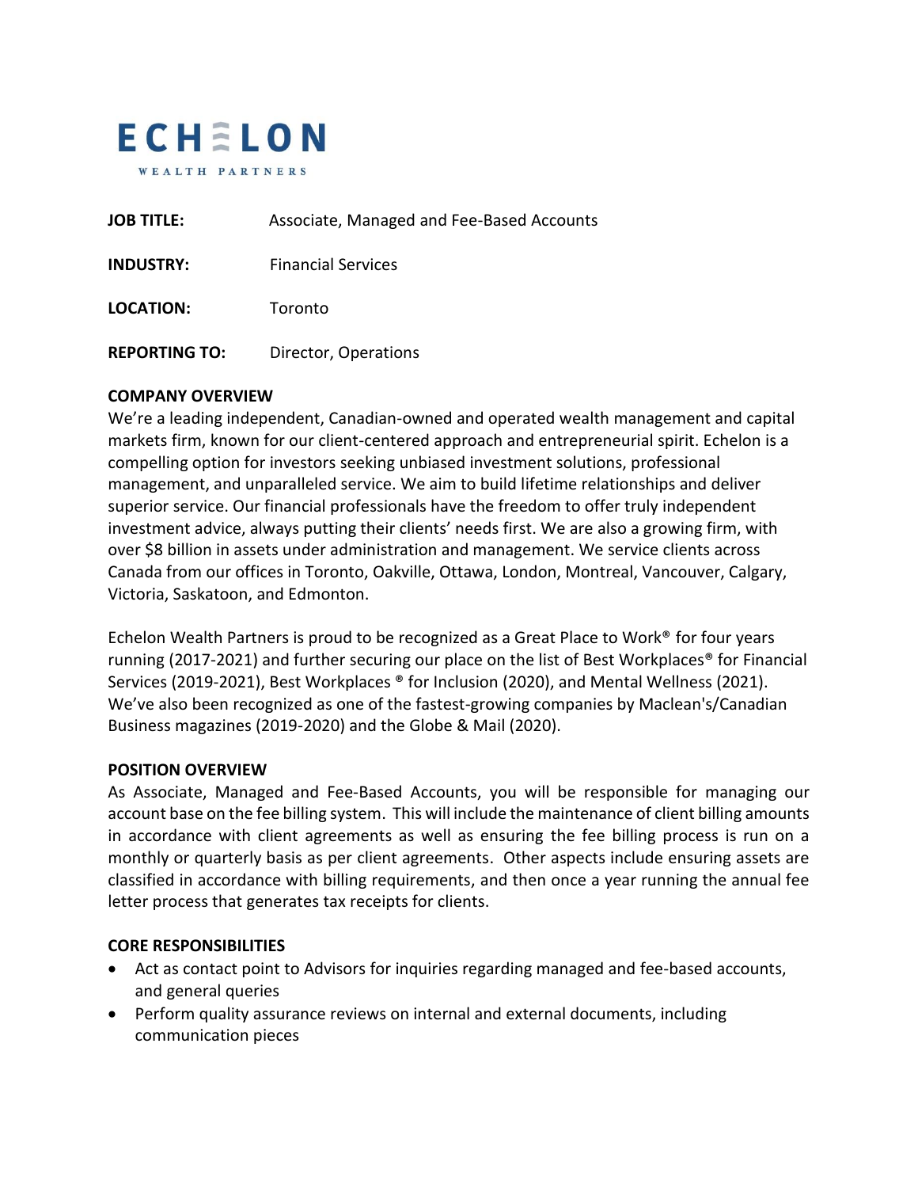# ECHELON

WEALTH PARTNERS

**JOB TITLE:** Associate, Managed and Fee-Based Accounts

**INDUSTRY:** Financial Services

**LOCATION:** Toronto

**REPORTING TO:** Director, Operations

## COMPANY OVERVIEW

We're a leading independent, Canadian-owned and operated wealth management and capital markets firm, known for our client-centered approach and entrepreneurial spirit. Echelon is a compelling option for investors seeking unbiased investment solutions, professional management, and unparalleled service. We aim to build lifetime relationships and deliver superior service. Our financial professionals have the freedom to offer truly independent investment advice, always putting their clients' needs first. We are also a growing firm, with over $8 billion in assets under administration and management. We service clients across Canada from our offices in Toronto, Oakville, Ottawa, London, Montreal, Vancouver, Calgary, Victoria, Saskatoon, and Edmonton.

Echelon Wealth Partners is proud to be recognized as a Great Place to Work® for four years running (2017-2021) and further securing our place on the list of Best Workplaces® for Financial Services (2019-2021), Best Workplaces ® for Inclusion (2020), and Mental Wellness (2021). We've also been recognized as one of the fastest-growing companies by Maclean's/Canadian Business magazines (2019-2020) and the Globe & Mail (2020).

## POSITION OVERVIEW

As Associate, Managed and Fee-Based Accounts, you will be responsible for managing our account base on the fee billing system. This will include the maintenance of client billing amounts in accordance with client agreements as well as ensuring the fee billing process is run on a monthly or quarterly basis as per client agreements. Other aspects include ensuring assets are classified in accordance with billing requirements, and then once a year running the annual fee letter process that generates tax receipts for clients.

## CORE RESPONSIBILITIES

- Act as contact point to Advisors for inquiries regarding managed and fee-based accounts, and general queries
- Perform quality assurance reviews on internal and external documents, including communication pieces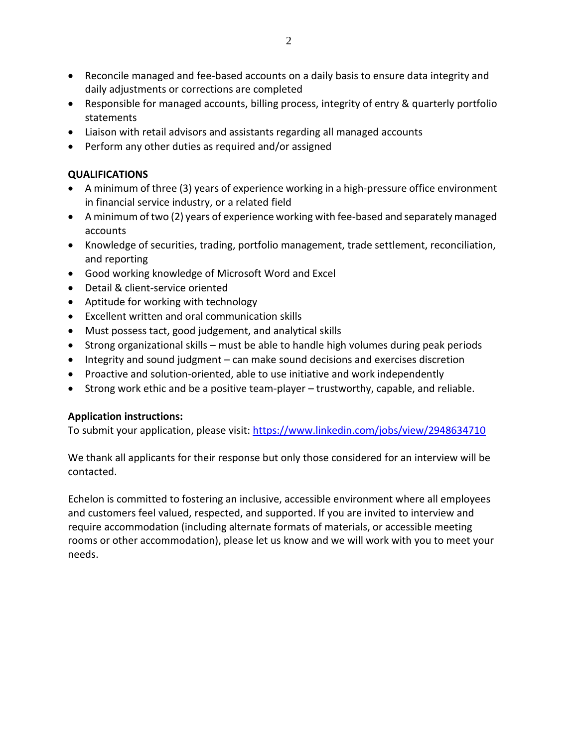- Reconcile managed and fee-based accounts on a daily basis to ensure data integrity and daily adjustments or corrections are completed
- Responsible for managed accounts, billing process, integrity of entry & quarterly portfolio statements
- Liaison with retail advisors and assistants regarding all managed accounts
- Perform any other duties as required and/or assigned

**QUALIFICATIONS**

- A minimum of three (3) years of experience working in a high-pressure office environment in financial service industry, or a related field
- A minimum of two (2) years of experience working with fee-based and separately managed accounts
- Knowledge of securities, trading, portfolio management, trade settlement, reconciliation, and reporting
- Good working knowledge of Microsoft Word and Excel
- Detail & client-service oriented
- Aptitude for working with technology
- Excellent written and oral communication skills
- Must possess tact, good judgement, and analytical skills
- Strong organizational skills – must be able to handle high volumes during peak periods
- Integrity and sound judgment – can make sound decisions and exercises discretion
- Proactive and solution-oriented, able to use initiative and work independently
- Strong work ethic and be a positive team-player – trustworthy, capable, and reliable.

**Application instructions:**

To submit your application, please visit: https://www.linkedin.com/jobs/view/2948634710

We thank all applicants for their response but only those considered for an interview will be contacted.

Echelon is committed to fostering an inclusive, accessible environment where all employees and customers feel valued, respected, and supported. If you are invited to interview and require accommodation (including alternate formats of materials, or accessible meeting rooms or other accommodation), please let us know and we will work with you to meet your needs.